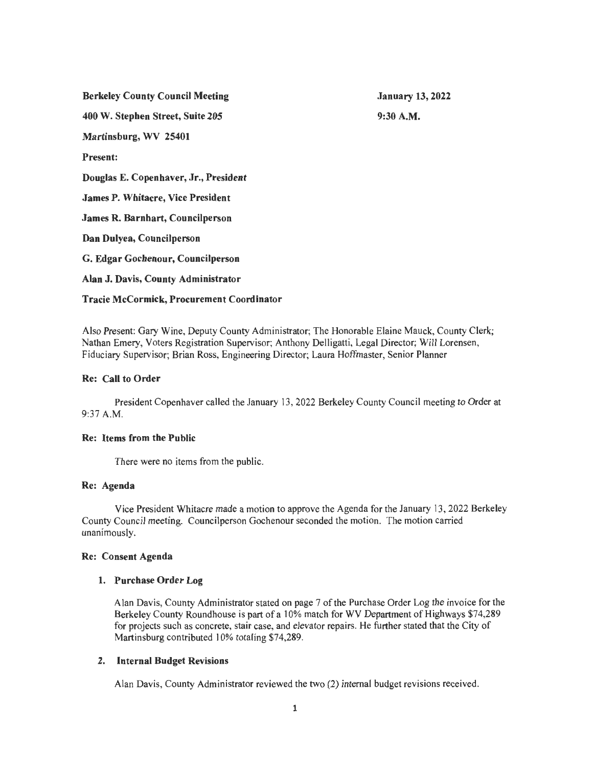**Berkeley County Council Meeting** **January 13, 2022**

**400 W. Stephen Street, Suite 205** **9:30 A.M.**

**Martinsburg, WV 25401**

**Present:**

**Douglas E. Copenhaver, Jr., President**

**James P. Whitacre, Vice President**

**James R. Barnhart, Councilperson**

**Dan Dulyea, Councilperson**

**G. Edgar Gochenour, Councilperson**

**Alan J. Davis, County Administrator**

**Tracie McCormick, Procurement Coordinator**

Also Present: Gary Wine, Deputy County Administrator; The Honorable Elaine Mauck, County Clerk; Nathan Emery, Voters Registration Supervisor; Anthony Delligatti, Legal Director; Will Lorensen, Fiduciary Supervisor; Brian Ross, Engineering Director; Laura Hoffmaster, Senior Planner

**Re: Call to Order**

President Copenhaver called the January 13, 2022 Berkeley County Council meeting to Order at 9:37 A.M.

**Re: Items from the Public**

There were no items from the public.

**Re: Agenda**

Vice President Whitacre made a motion to approve the Agenda for the January 13, 2022 Berkeley County Council meeting. Councilperson Gochenour seconded the motion. The motion carried unanimously.

**Re: Consent Agenda**

1. **Purchase Order Log**

   Alan Davis, County Administrator stated on page 7 of the Purchase Order Log the invoice for the Berkeley County Roundhouse is part of a 10% match for WV Department of Highways $74,289 for projects such as concrete, stair case, and elevator repairs. He further stated that the City of Martinsburg contributed 10% totaling $74,289.

2. **Internal Budget Revisions**

   Alan Davis, County Administrator reviewed the two (2) internal budget revisions received.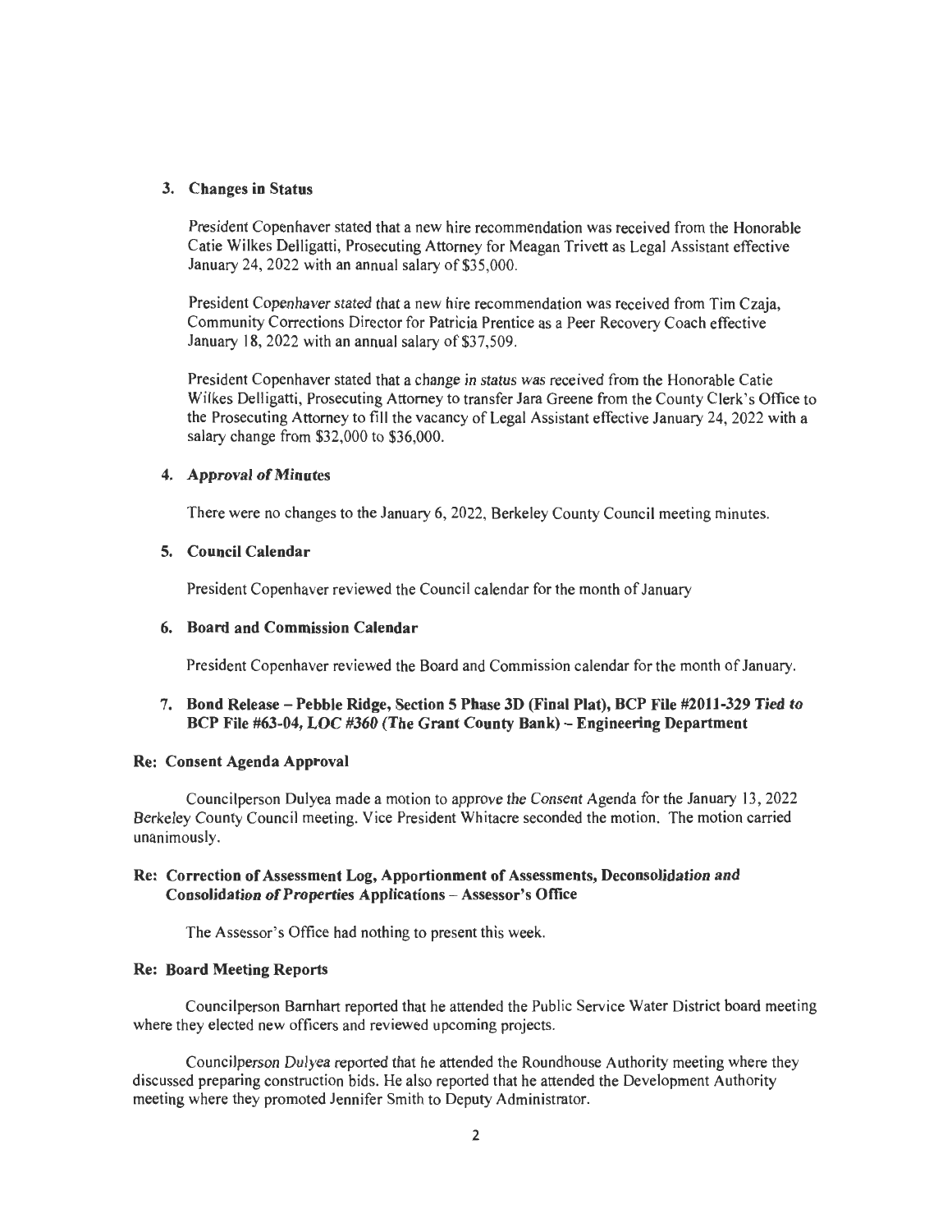**3. Changes in Status**

President Copenhaver stated that a new hire recommendation was received from the Honorable Catie Wilkes Delligatti, Prosecuting Attorney for Meagan Trivett as Legal Assistant effective January 24, 2022 with an annual salary of $35,000.

President Copenhaver stated that a new hire recommendation was received from Tim Czaja, Community Corrections Director for Patricia Prentice as a Peer Recovery Coach effective January 18, 2022 with an annual salary of $37,509.

President Copenhaver stated that a change in status was received from the Honorable Catie Wilkes Delligatti, Prosecuting Attorney to transfer Jara Greene from the County Clerk's Office to the Prosecuting Attorney to fill the vacancy of Legal Assistant effective January 24, 2022 with a salary change from $32,000 to $36,000.

**4. Approval of Minutes**

There were no changes to the January 6, 2022, Berkeley County Council meeting minutes.

**5. Council Calendar**

President Copenhaver reviewed the Council calendar for the month of January

**6. Board and Commission Calendar**

President Copenhaver reviewed the Board and Commission calendar for the month of January.

**7. Bond Release – Pebble Ridge, Section 5 Phase 3D (Final Plat), BCP File #2011-329 Tied to BCP File #63-04, LOC #360 (The Grant County Bank) – Engineering Department**

**Re: Consent Agenda Approval**

Councilperson Dulyea made a motion to approve the Consent Agenda for the January 13, 2022 Berkeley County Council meeting. Vice President Whitacre seconded the motion. The motion carried unanimously.

**Re: Correction of Assessment Log, Apportionment of Assessments, Deconsolidation and Consolidation of Properties Applications – Assessor's Office**

The Assessor's Office had nothing to present this week.

**Re: Board Meeting Reports**

Councilperson Barnhart reported that he attended the Public Service Water District board meeting where they elected new officers and reviewed upcoming projects.

Councilperson Dulyea reported that he attended the Roundhouse Authority meeting where they discussed preparing construction bids. He also reported that he attended the Development Authority meeting where they promoted Jennifer Smith to Deputy Administrator.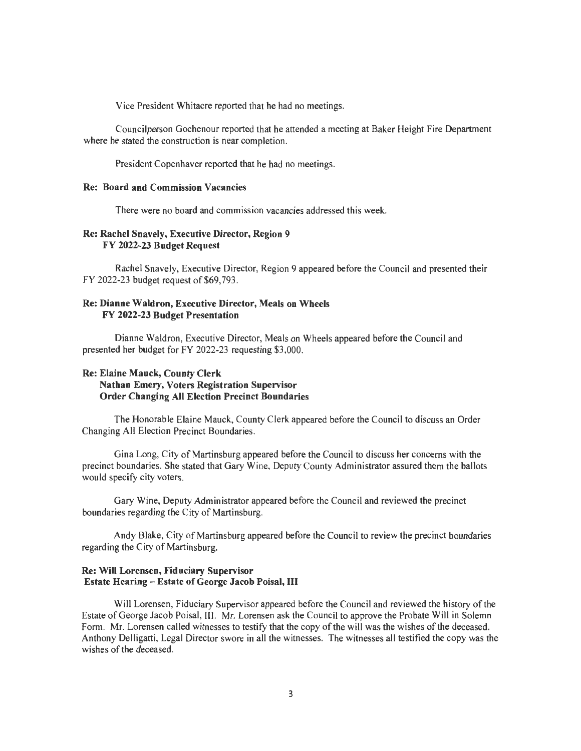Vice President Whitacre reported that he had no meetings.

Councilperson Gochenour reported that he attended a meeting at Baker Height Fire Department where he stated the construction is near completion.

President Copenhaver reported that he had no meetings.

**Re: Board and Commission Vacancies**

There were no board and commission vacancies addressed this week.

**Re: Rachel Snavely, Executive Director, Region 9**
**FY 2022-23 Budget Request**

Rachel Snavely, Executive Director, Region 9 appeared before the Council and presented their FY 2022-23 budget request of $69,793.

**Re: Dianne Waldron, Executive Director, Meals on Wheels**
**FY 2022-23 Budget Presentation**

Dianne Waldron, Executive Director, Meals on Wheels appeared before the Council and presented her budget for FY 2022-23 requesting $3,000.

**Re: Elaine Mauck, County Clerk**
**Nathan Emery, Voters Registration Supervisor**
**Order Changing All Election Precinct Boundaries**

The Honorable Elaine Mauck, County Clerk appeared before the Council to discuss an Order Changing All Election Precinct Boundaries.

Gina Long, City of Martinsburg appeared before the Council to discuss her concerns with the precinct boundaries. She stated that Gary Wine, Deputy County Administrator assured them the ballots would specify city voters.

Gary Wine, Deputy Administrator appeared before the Council and reviewed the precinct boundaries regarding the City of Martinsburg.

Andy Blake, City of Martinsburg appeared before the Council to review the precinct boundaries regarding the City of Martinsburg.

**Re: Will Lorensen, Fiduciary Supervisor**
**Estate Hearing – Estate of George Jacob Poisal, III**

Will Lorensen, Fiduciary Supervisor appeared before the Council and reviewed the history of the Estate of George Jacob Poisal, III. Mr. Lorensen ask the Council to approve the Probate Will in Solemn Form. Mr. Lorensen called witnesses to testify that the copy of the will was the wishes of the deceased. Anthony Delligatti, Legal Director swore in all the witnesses. The witnesses all testified the copy was the wishes of the deceased.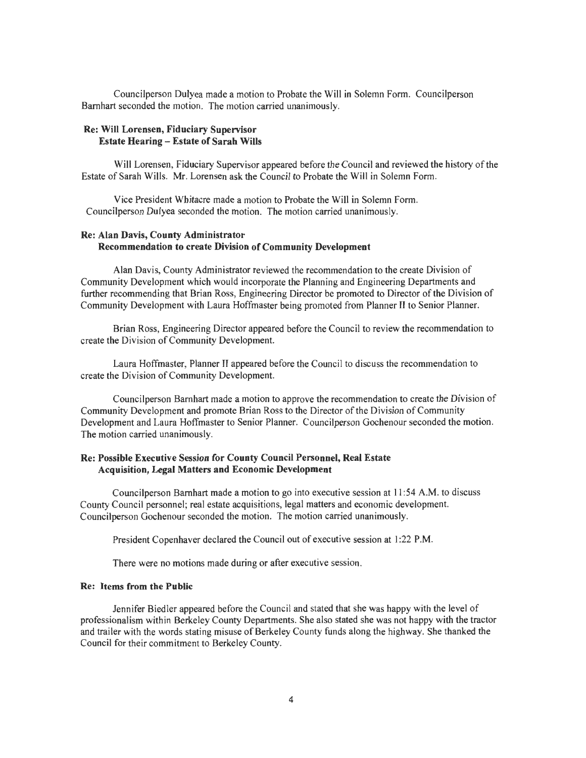Councilperson Dulyea made a motion to Probate the Will in Solemn Form. Councilperson Barnhart seconded the motion. The motion carried unanimously.

**Re: Will Lorensen, Fiduciary Supervisor**
**Estate Hearing – Estate of Sarah Wills**

Will Lorensen, Fiduciary Supervisor appeared before the Council and reviewed the history of the Estate of Sarah Wills. Mr. Lorensen ask the Council to Probate the Will in Solemn Form.

Vice President Whitacre made a motion to Probate the Will in Solemn Form. Councilperson Dulyea seconded the motion. The motion carried unanimously.

**Re: Alan Davis, County Administrator**
**Recommendation to create Division of Community Development**

Alan Davis, County Administrator reviewed the recommendation to the create Division of Community Development which would incorporate the Planning and Engineering Departments and further recommending that Brian Ross, Engineering Director be promoted to Director of the Division of Community Development with Laura Hoffmaster being promoted from Planner II to Senior Planner.

Brian Ross, Engineering Director appeared before the Council to review the recommendation to create the Division of Community Development.

Laura Hoffmaster, Planner II appeared before the Council to discuss the recommendation to create the Division of Community Development.

Councilperson Barnhart made a motion to approve the recommendation to create the Division of Community Development and promote Brian Ross to the Director of the Division of Community Development and Laura Hoffmaster to Senior Planner. Councilperson Gochenour seconded the motion. The motion carried unanimously.

**Re: Possible Executive Session for County Council Personnel, Real Estate Acquisition, Legal Matters and Economic Development**

Councilperson Barnhart made a motion to go into executive session at 11:54 A.M. to discuss County Council personnel; real estate acquisitions, legal matters and economic development. Councilperson Gochenour seconded the motion. The motion carried unanimously.

President Copenhaver declared the Council out of executive session at 1:22 P.M.

There were no motions made during or after executive session.

**Re: Items from the Public**

Jennifer Biedler appeared before the Council and stated that she was happy with the level of professionalism within Berkeley County Departments. She also stated she was not happy with the tractor and trailer with the words stating misuse of Berkeley County funds along the highway. She thanked the Council for their commitment to Berkeley County.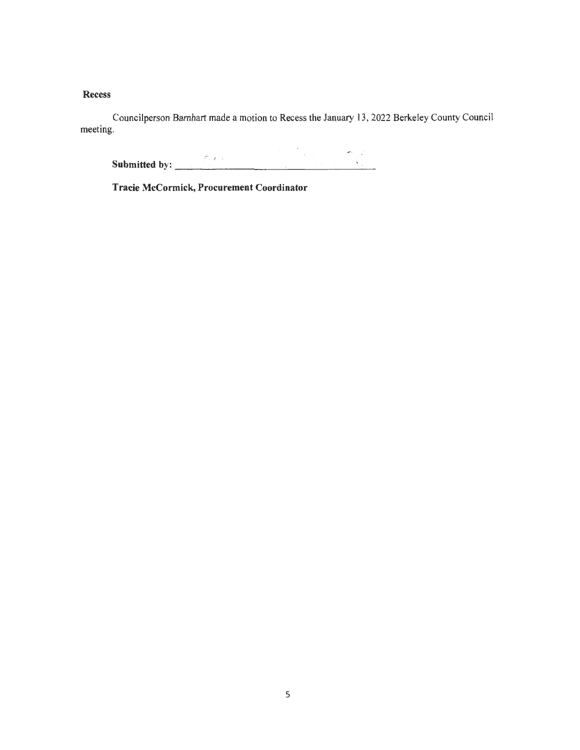**Recess**

Councilperson Barnhart made a motion to Recess the January 13, 2022 Berkeley County Council meeting.

**Submitted by:** ______________________________

**Tracie McCormick, Procurement Coordinator**